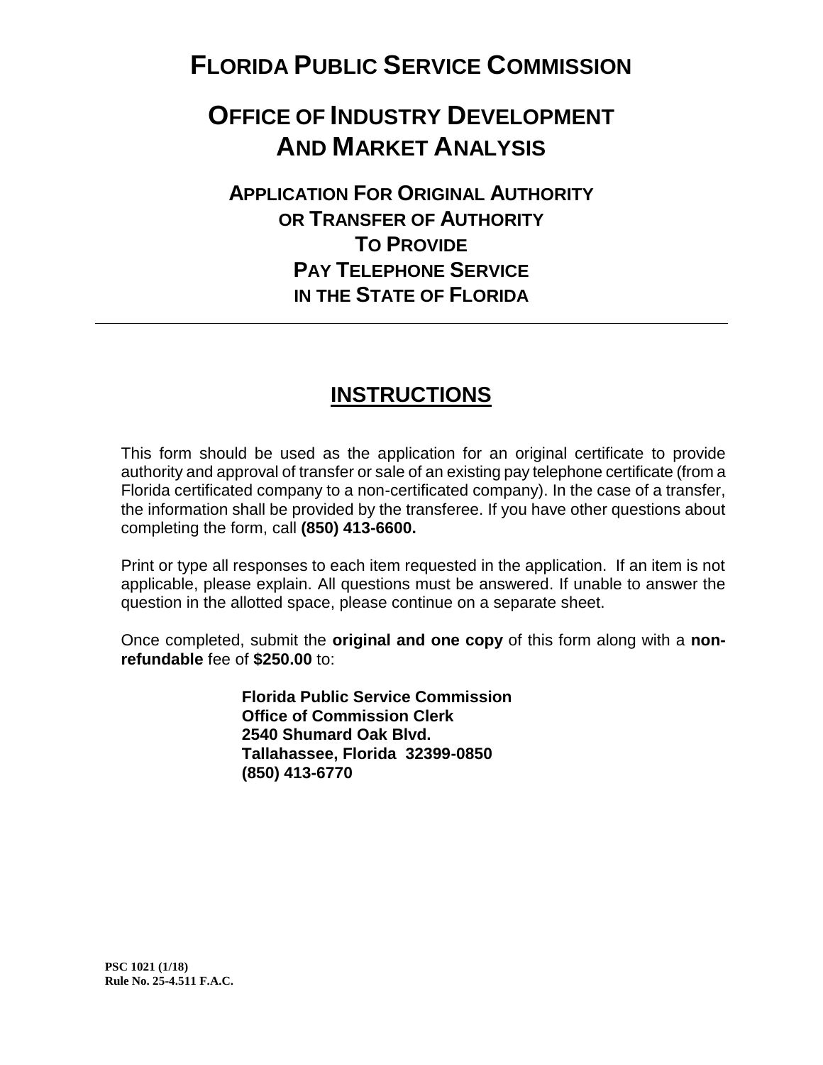# FLORIDA PUBLIC SERVICE COMMISSION

# OFFICE OF INDUSTRY DEVELOPMENT AND MARKET ANALYSIS

## APPLICATION FOR ORIGINAL AUTHORITY OR TRANSFER OF AUTHORITY TO PROVIDE PAY TELEPHONE SERVICE IN THE STATE OF FLORIDA

---

## INSTRUCTIONS

This form should be used as the application for an original certificate to provide authority and approval of transfer or sale of an existing pay telephone certificate (from a Florida certificated company to a non-certificated company). In the case of a transfer, the information shall be provided by the transferee. If you have other questions about completing the form, call **(850) 413-6600.**

Print or type all responses to each item requested in the application. If an item is not applicable, please explain. All questions must be answered. If unable to answer the question in the allotted space, please continue on a separate sheet.

Once completed, submit the **original and one copy** of this form along with a **non-refundable** fee of **$250.00** to:

**Florida Public Service Commission**
**Office of Commission Clerk**
**2540 Shumard Oak Blvd.**
**Tallahassee, Florida 32399-0850**
**(850) 413-6770**

**PSC 1021 (1/18)**
**Rule No. 25-4.511 F.A.C.**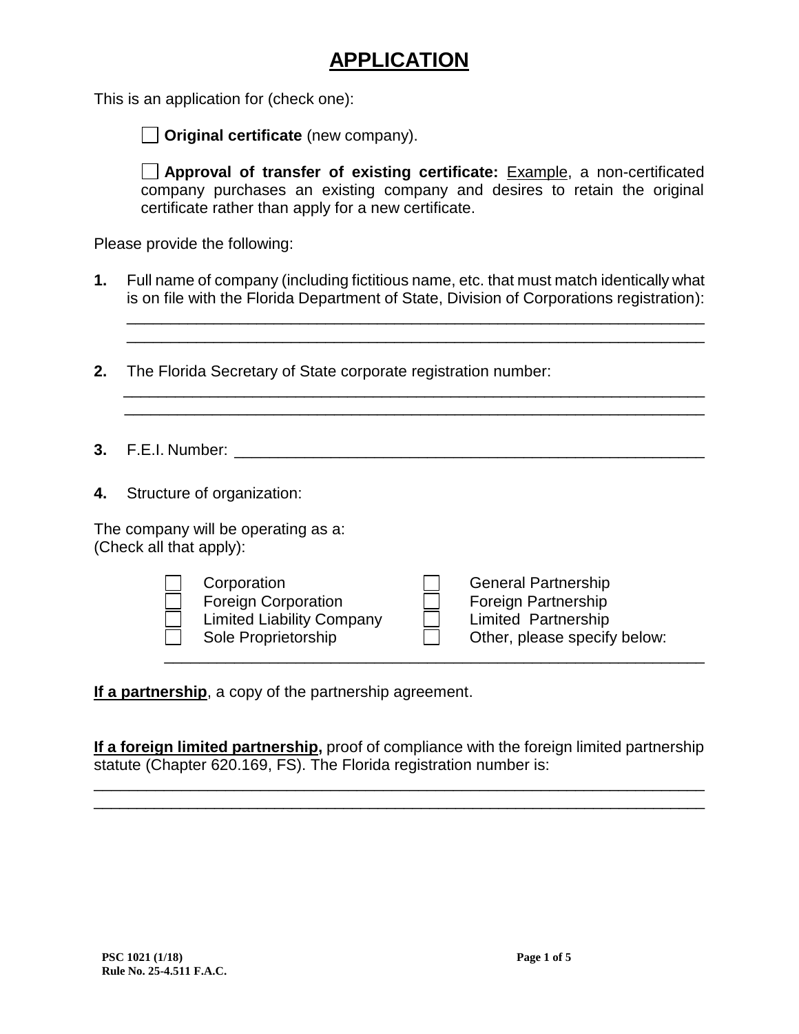# APPLICATION

This is an application for (check one):

☐ **Original certificate** (new company).

☐ **Approval of transfer of existing certificate:** Example, a non-certificated company purchases an existing company and desires to retain the original certificate rather than apply for a new certificate.

Please provide the following:

**1.** Full name of company (including fictitious name, etc. that must match identically what is on file with the Florida Department of State, Division of Corporations registration):

\_\_\_\_\_\_\_\_\_\_\_\_\_\_\_\_\_\_\_\_\_\_\_\_\_\_\_\_\_\_\_\_\_\_\_\_\_\_\_\_\_\_\_\_\_\_\_\_\_\_\_\_\_\_\_\_\_\_\_\_

\_\_\_\_\_\_\_\_\_\_\_\_\_\_\_\_\_\_\_\_\_\_\_\_\_\_\_\_\_\_\_\_\_\_\_\_\_\_\_\_\_\_\_\_\_\_\_\_\_\_\_\_\_\_\_\_\_\_\_\_

**2.** The Florida Secretary of State corporate registration number:

\_\_\_\_\_\_\_\_\_\_\_\_\_\_\_\_\_\_\_\_\_\_\_\_\_\_\_\_\_\_\_\_\_\_\_\_\_\_\_\_\_\_\_\_\_\_\_\_\_\_\_\_\_\_\_\_\_\_\_\_

\_\_\_\_\_\_\_\_\_\_\_\_\_\_\_\_\_\_\_\_\_\_\_\_\_\_\_\_\_\_\_\_\_\_\_\_\_\_\_\_\_\_\_\_\_\_\_\_\_\_\_\_\_\_\_\_\_\_\_\_

**3.** F.E.I. Number: \_\_\_\_\_\_\_\_\_\_\_\_\_\_\_\_\_\_\_\_\_\_\_\_\_\_\_\_\_\_\_\_\_\_\_\_\_\_\_\_\_\_\_\_\_\_\_\_

**4.** Structure of organization:

The company will be operating as a:
(Check all that apply):

| | |
|---|---|
| ☐ Corporation | ☐ General Partnership |
| ☐ Foreign Corporation | ☐ Foreign Partnership |
| ☐ Limited Liability Company | ☐ Limited Partnership |
| ☐ Sole Proprietorship | ☐ Other, please specify below: |

\_\_\_\_\_\_\_\_\_\_\_\_\_\_\_\_\_\_\_\_\_\_\_\_\_\_\_\_\_\_\_\_\_\_\_\_\_\_\_\_\_\_\_\_\_\_\_\_\_\_\_\_\_\_\_\_\_\_\_\_

**If a partnership**, a copy of the partnership agreement.

**If a foreign limited partnership,** proof of compliance with the foreign limited partnership statute (Chapter 620.169, FS). The Florida registration number is:

\_\_\_\_\_\_\_\_\_\_\_\_\_\_\_\_\_\_\_\_\_\_\_\_\_\_\_\_\_\_\_\_\_\_\_\_\_\_\_\_\_\_\_\_\_\_\_\_\_\_\_\_\_\_\_\_\_\_\_\_

\_\_\_\_\_\_\_\_\_\_\_\_\_\_\_\_\_\_\_\_\_\_\_\_\_\_\_\_\_\_\_\_\_\_\_\_\_\_\_\_\_\_\_\_\_\_\_\_\_\_\_\_\_\_\_\_\_\_\_\_

**PSC 1021 (1/18)**
**Rule No. 25-4.511 F.A.C.**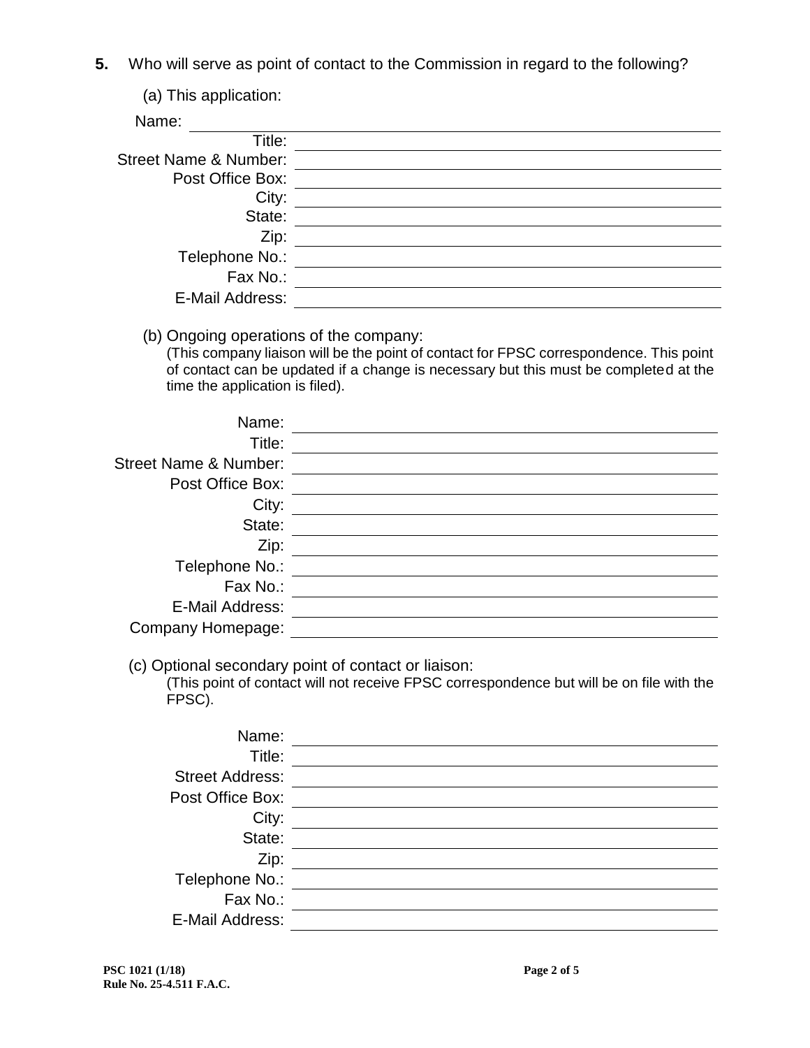**5.** Who will serve as point of contact to the Commission in regard to the following?

(a) This application:

Name: \_\_\_\_\_\_\_\_\_\_\_\_\_\_\_\_\_\_\_\_\_\_\_\_\_\_\_\_\_\_

Title: \_\_\_\_\_\_\_\_\_\_\_\_\_\_\_\_\_\_\_\_\_\_\_\_\_\_\_\_\_\_

Street Name & Number: \_\_\_\_\_\_\_\_\_\_\_\_\_\_\_\_\_\_\_\_\_\_\_\_\_\_\_\_\_\_

Post Office Box: \_\_\_\_\_\_\_\_\_\_\_\_\_\_\_\_\_\_\_\_\_\_\_\_\_\_\_\_\_\_

City: \_\_\_\_\_\_\_\_\_\_\_\_\_\_\_\_\_\_\_\_\_\_\_\_\_\_\_\_\_\_

State: \_\_\_\_\_\_\_\_\_\_\_\_\_\_\_\_\_\_\_\_\_\_\_\_\_\_\_\_\_\_

Zip: \_\_\_\_\_\_\_\_\_\_\_\_\_\_\_\_\_\_\_\_\_\_\_\_\_\_\_\_\_\_

Telephone No.: \_\_\_\_\_\_\_\_\_\_\_\_\_\_\_\_\_\_\_\_\_\_\_\_\_\_\_\_\_\_

Fax No.: \_\_\_\_\_\_\_\_\_\_\_\_\_\_\_\_\_\_\_\_\_\_\_\_\_\_\_\_\_\_

E-Mail Address: \_\_\_\_\_\_\_\_\_\_\_\_\_\_\_\_\_\_\_\_\_\_\_\_\_\_\_\_\_\_

(b) Ongoing operations of the company:
(This company liaison will be the point of contact for FPSC correspondence. This point of contact can be updated if a change is necessary but this must be completed at the time the application is filed).

Name: \_\_\_\_\_\_\_\_\_\_\_\_\_\_\_\_\_\_\_\_\_\_\_\_\_\_\_\_\_\_

Title: \_\_\_\_\_\_\_\_\_\_\_\_\_\_\_\_\_\_\_\_\_\_\_\_\_\_\_\_\_\_

Street Name & Number: \_\_\_\_\_\_\_\_\_\_\_\_\_\_\_\_\_\_\_\_\_\_\_\_\_\_\_\_\_\_

Post Office Box: \_\_\_\_\_\_\_\_\_\_\_\_\_\_\_\_\_\_\_\_\_\_\_\_\_\_\_\_\_\_

City: \_\_\_\_\_\_\_\_\_\_\_\_\_\_\_\_\_\_\_\_\_\_\_\_\_\_\_\_\_\_

State: \_\_\_\_\_\_\_\_\_\_\_\_\_\_\_\_\_\_\_\_\_\_\_\_\_\_\_\_\_\_

Zip: \_\_\_\_\_\_\_\_\_\_\_\_\_\_\_\_\_\_\_\_\_\_\_\_\_\_\_\_\_\_

Telephone No.: \_\_\_\_\_\_\_\_\_\_\_\_\_\_\_\_\_\_\_\_\_\_\_\_\_\_\_\_\_\_

Fax No.: \_\_\_\_\_\_\_\_\_\_\_\_\_\_\_\_\_\_\_\_\_\_\_\_\_\_\_\_\_\_

E-Mail Address: \_\_\_\_\_\_\_\_\_\_\_\_\_\_\_\_\_\_\_\_\_\_\_\_\_\_\_\_\_\_

Company Homepage: \_\_\_\_\_\_\_\_\_\_\_\_\_\_\_\_\_\_\_\_\_\_\_\_\_\_\_\_\_\_

(c) Optional secondary point of contact or liaison:
(This point of contact will not receive FPSC correspondence but will be on file with the FPSC).

Name: \_\_\_\_\_\_\_\_\_\_\_\_\_\_\_\_\_\_\_\_\_\_\_\_\_\_\_\_\_\_

Title: \_\_\_\_\_\_\_\_\_\_\_\_\_\_\_\_\_\_\_\_\_\_\_\_\_\_\_\_\_\_

Street Address: \_\_\_\_\_\_\_\_\_\_\_\_\_\_\_\_\_\_\_\_\_\_\_\_\_\_\_\_\_\_

Post Office Box: \_\_\_\_\_\_\_\_\_\_\_\_\_\_\_\_\_\_\_\_\_\_\_\_\_\_\_\_\_\_

City: \_\_\_\_\_\_\_\_\_\_\_\_\_\_\_\_\_\_\_\_\_\_\_\_\_\_\_\_\_\_

State: \_\_\_\_\_\_\_\_\_\_\_\_\_\_\_\_\_\_\_\_\_\_\_\_\_\_\_\_\_\_

Zip: \_\_\_\_\_\_\_\_\_\_\_\_\_\_\_\_\_\_\_\_\_\_\_\_\_\_\_\_\_\_

Telephone No.: \_\_\_\_\_\_\_\_\_\_\_\_\_\_\_\_\_\_\_\_\_\_\_\_\_\_\_\_\_\_

Fax No.: \_\_\_\_\_\_\_\_\_\_\_\_\_\_\_\_\_\_\_\_\_\_\_\_\_\_\_\_\_\_

E-Mail Address: \_\_\_\_\_\_\_\_\_\_\_\_\_\_\_\_\_\_\_\_\_\_\_\_\_\_\_\_\_\_

**PSC 1021 (1/18)**
**Rule No. 25-4.511 F.A.C.**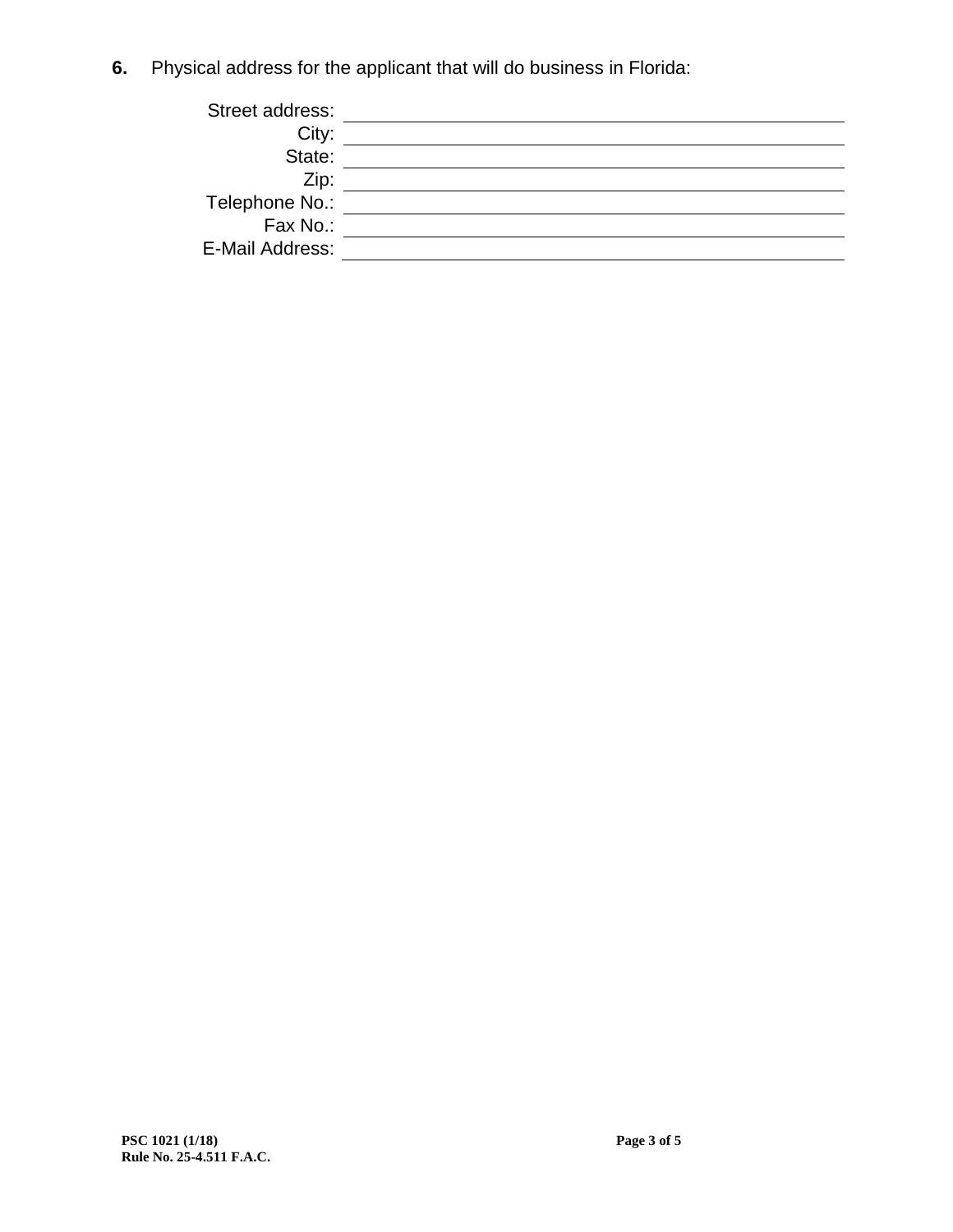**6.** Physical address for the applicant that will do business in Florida:

Street address: \_\_\_\_\_\_\_\_\_\_\_\_\_\_\_\_\_\_\_\_\_\_\_\_\_\_\_\_\_\_\_\_\_\_\_\_\_\_\_\_

City: \_\_\_\_\_\_\_\_\_\_\_\_\_\_\_\_\_\_\_\_\_\_\_\_\_\_\_\_\_\_\_\_\_\_\_\_\_\_\_\_

State: \_\_\_\_\_\_\_\_\_\_\_\_\_\_\_\_\_\_\_\_\_\_\_\_\_\_\_\_\_\_\_\_\_\_\_\_\_\_\_\_

Zip: \_\_\_\_\_\_\_\_\_\_\_\_\_\_\_\_\_\_\_\_\_\_\_\_\_\_\_\_\_\_\_\_\_\_\_\_\_\_\_\_

Telephone No.: \_\_\_\_\_\_\_\_\_\_\_\_\_\_\_\_\_\_\_\_\_\_\_\_\_\_\_\_\_\_\_\_\_\_\_\_\_\_\_\_

Fax No.: \_\_\_\_\_\_\_\_\_\_\_\_\_\_\_\_\_\_\_\_\_\_\_\_\_\_\_\_\_\_\_\_\_\_\_\_\_\_\_\_

E-Mail Address: \_\_\_\_\_\_\_\_\_\_\_\_\_\_\_\_\_\_\_\_\_\_\_\_\_\_\_\_\_\_\_\_\_\_\_\_\_\_\_\_

**PSC 1021 (1/18)**
**Rule No. 25-4.511 F.A.C.**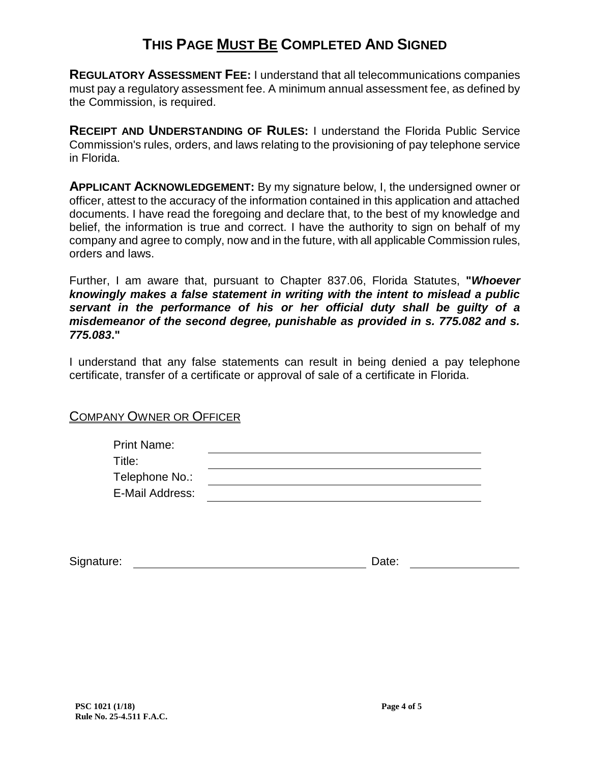# THIS PAGE MUST BE COMPLETED AND SIGNED

**REGULATORY ASSESSMENT FEE:** I understand that all telecommunications companies must pay a regulatory assessment fee. A minimum annual assessment fee, as defined by the Commission, is required.

**RECEIPT AND UNDERSTANDING OF RULES:** I understand the Florida Public Service Commission's rules, orders, and laws relating to the provisioning of pay telephone service in Florida.

**APPLICANT ACKNOWLEDGEMENT:** By my signature below, I, the undersigned owner or officer, attest to the accuracy of the information contained in this application and attached documents. I have read the foregoing and declare that, to the best of my knowledge and belief, the information is true and correct. I have the authority to sign on behalf of my company and agree to comply, now and in the future, with all applicable Commission rules, orders and laws.

Further, I am aware that, pursuant to Chapter 837.06, Florida Statutes, **"*Whoever knowingly makes a false statement in writing with the intent to mislead a public servant in the performance of his or her official duty shall be guilty of a misdemeanor of the second degree, punishable as provided in s. 775.082 and s. 775.083*."**

I understand that any false statements can result in being denied a pay telephone certificate, transfer of a certificate or approval of sale of a certificate in Florida.

COMPANY OWNER OR OFFICER

Print Name: ______________________________

Title: ______________________________

Telephone No.: ______________________________

E-Mail Address: ______________________________

Signature: ______________________________ Date: ______________

**PSC 1021 (1/18)**
**Rule No. 25-4.511 F.A.C.**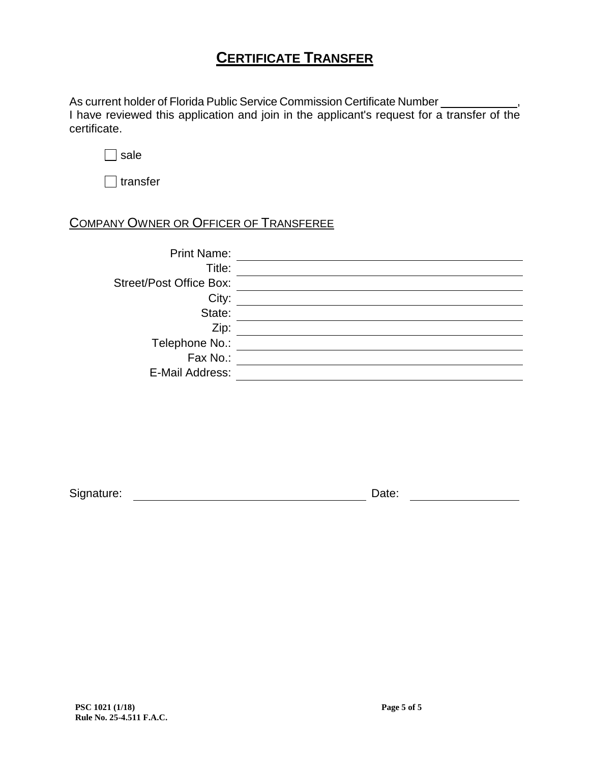# CERTIFICATE TRANSFER

As current holder of Florida Public Service Commission Certificate Number ____________, I have reviewed this application and join in the applicant's request for a transfer of the certificate.

- [ ] sale
- [ ] transfer

## COMPANY OWNER OR OFFICER OF TRANSFEREE

Print Name: ______________________________

Title: ______________________________

Street/Post Office Box: ______________________________

City: ______________________________

State: ______________________________

Zip: ______________________________

Telephone No.: ______________________________

Fax No.: ______________________________

E-Mail Address: ______________________________

Signature: ______________________________ Date: ______________

PSC 1021 (1/18)
Rule No. 25-4.511 F.A.C.